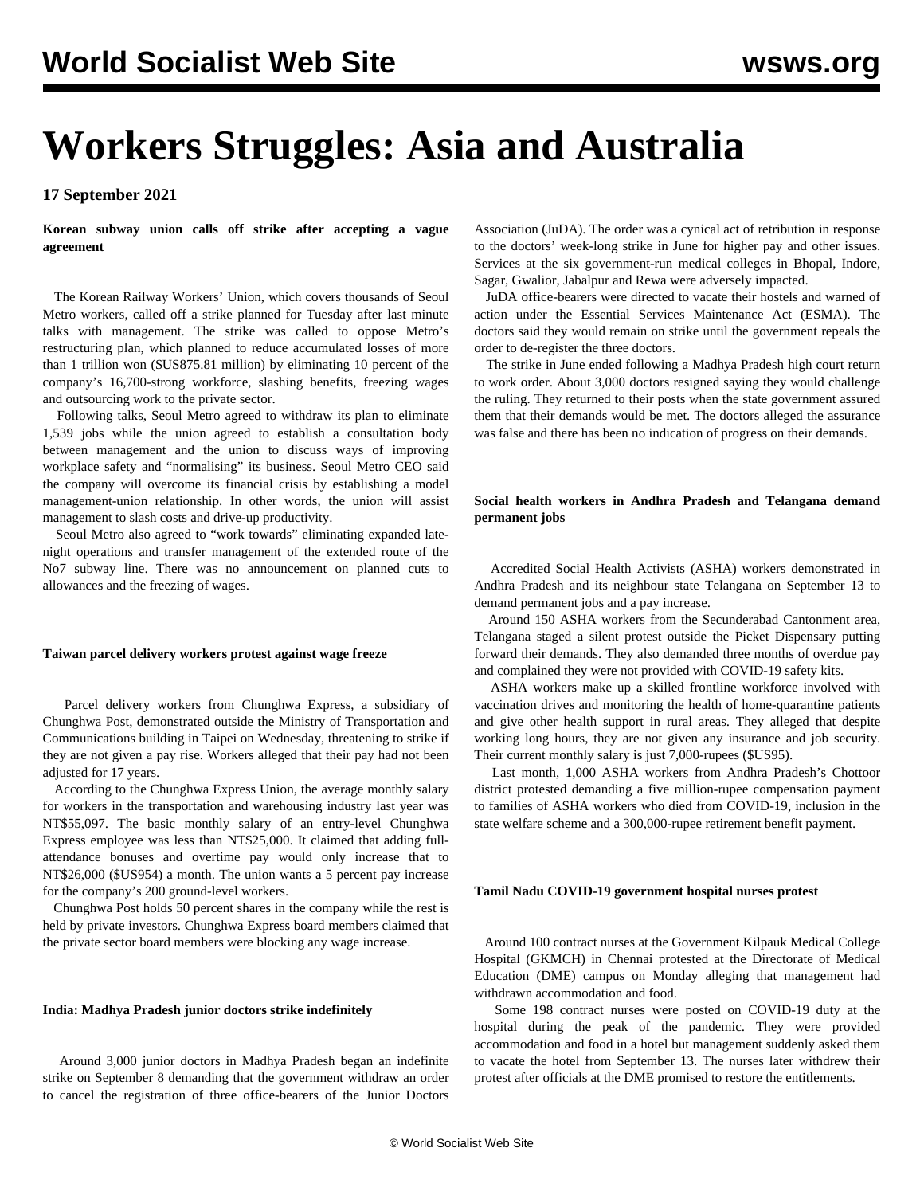# Workers Struggles: Asia and Australia

**17 September 2021**

**Korean subway union calls off strike after accepting a vague agreement**

The Korean Railway Workers' Union, which covers thousands of Seoul Metro workers, called off a strike planned for Tuesday after last minute talks with management. The strike was called to oppose Metro's restructuring plan, which planned to reduce accumulated losses of more than 1 trillion won ($US875.81 million) by eliminating 10 percent of the company's 16,700-strong workforce, slashing benefits, freezing wages and outsourcing work to the private sector.

Following talks, Seoul Metro agreed to withdraw its plan to eliminate 1,539 jobs while the union agreed to establish a consultation body between management and the union to discuss ways of improving workplace safety and "normalising" its business. Seoul Metro CEO said the company will overcome its financial crisis by establishing a model management-union relationship. In other words, the union will assist management to slash costs and drive-up productivity.

Seoul Metro also agreed to "work towards" eliminating expanded late-night operations and transfer management of the extended route of the No7 subway line. There was no announcement on planned cuts to allowances and the freezing of wages.

**Taiwan parcel delivery workers protest against wage freeze**

Parcel delivery workers from Chunghwa Express, a subsidiary of Chunghwa Post, demonstrated outside the Ministry of Transportation and Communications building in Taipei on Wednesday, threatening to strike if they are not given a pay rise. Workers alleged that their pay had not been adjusted for 17 years.

According to the Chunghwa Express Union, the average monthly salary for workers in the transportation and warehousing industry last year was NT$55,097. The basic monthly salary of an entry-level Chunghwa Express employee was less than NT$25,000. It claimed that adding full-attendance bonuses and overtime pay would only increase that to NT$26,000 ($US954) a month. The union wants a 5 percent pay increase for the company's 200 ground-level workers.

Chunghwa Post holds 50 percent shares in the company while the rest is held by private investors. Chunghwa Express board members claimed that the private sector board members were blocking any wage increase.

**India: Madhya Pradesh junior doctors strike indefinitely**

Around 3,000 junior doctors in Madhya Pradesh began an indefinite strike on September 8 demanding that the government withdraw an order to cancel the registration of three office-bearers of the Junior Doctors Association (JuDA). The order was a cynical act of retribution in response to the doctors' week-long strike in June for higher pay and other issues. Services at the six government-run medical colleges in Bhopal, Indore, Sagar, Gwalior, Jabalpur and Rewa were adversely impacted.

JuDA office-bearers were directed to vacate their hostels and warned of action under the Essential Services Maintenance Act (ESMA). The doctors said they would remain on strike until the government repeals the order to de-register the three doctors.

The strike in June ended following a Madhya Pradesh high court return to work order. About 3,000 doctors resigned saying they would challenge the ruling. They returned to their posts when the state government assured them that their demands would be met. The doctors alleged the assurance was false and there has been no indication of progress on their demands.

**Social health workers in Andhra Pradesh and Telangana demand permanent jobs**

Accredited Social Health Activists (ASHA) workers demonstrated in Andhra Pradesh and its neighbour state Telangana on September 13 to demand permanent jobs and a pay increase.

Around 150 ASHA workers from the Secunderabad Cantonment area, Telangana staged a silent protest outside the Picket Dispensary putting forward their demands. They also demanded three months of overdue pay and complained they were not provided with COVID-19 safety kits.

ASHA workers make up a skilled frontline workforce involved with vaccination drives and monitoring the health of home-quarantine patients and give other health support in rural areas. They alleged that despite working long hours, they are not given any insurance and job security. Their current monthly salary is just 7,000-rupees ($US95).

Last month, 1,000 ASHA workers from Andhra Pradesh's Chottoor district protested demanding a five million-rupee compensation payment to families of ASHA workers who died from COVID-19, inclusion in the state welfare scheme and a 300,000-rupee retirement benefit payment.

**Tamil Nadu COVID-19 government hospital nurses protest**

Around 100 contract nurses at the Government Kilpauk Medical College Hospital (GKMCH) in Chennai protested at the Directorate of Medical Education (DME) campus on Monday alleging that management had withdrawn accommodation and food.

Some 198 contract nurses were posted on COVID-19 duty at the hospital during the peak of the pandemic. They were provided accommodation and food in a hotel but management suddenly asked them to vacate the hotel from September 13. The nurses later withdrew their protest after officials at the DME promised to restore the entitlements.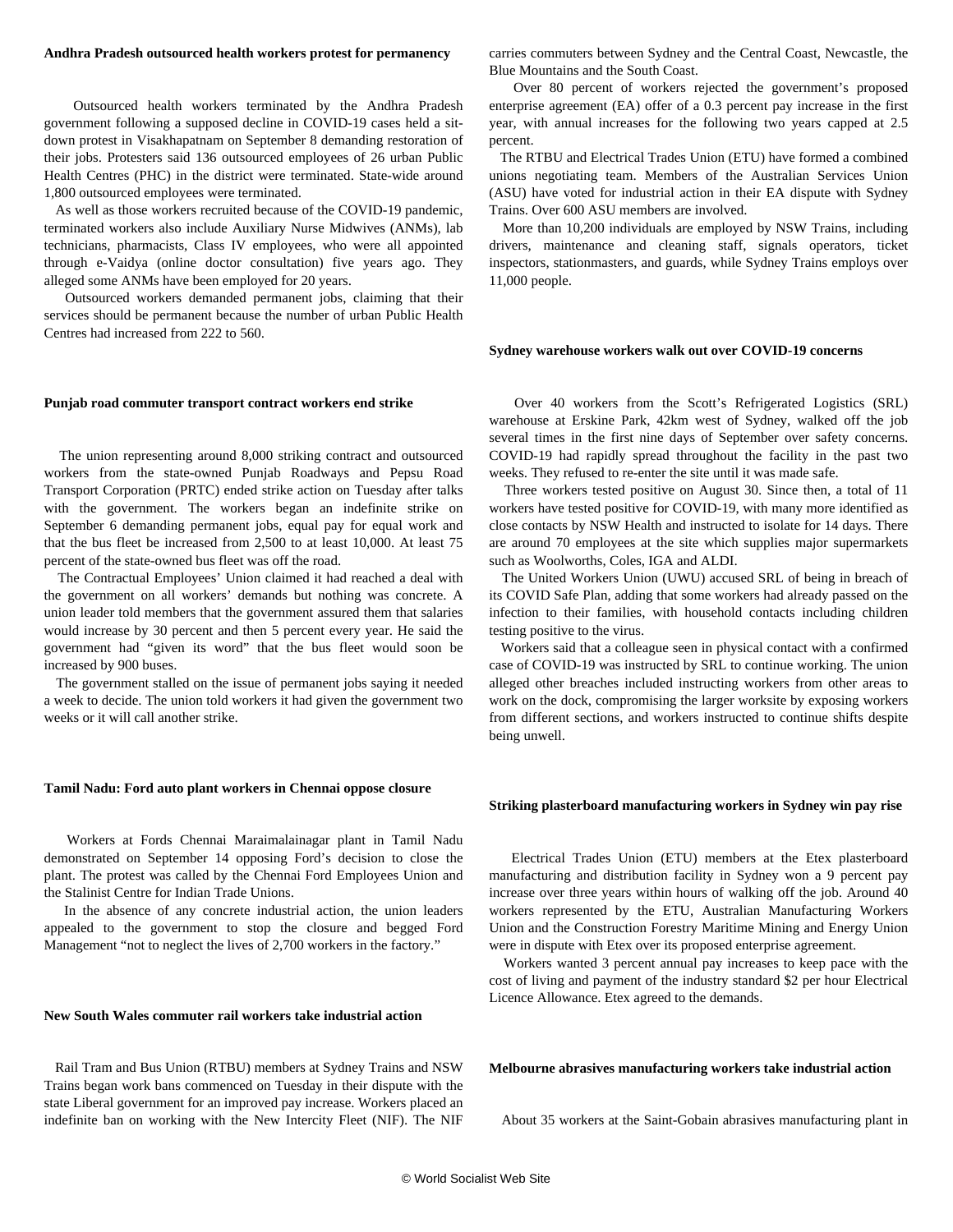### Andhra Pradesh outsourced health workers protest for permanency

Outsourced health workers terminated by the Andhra Pradesh government following a supposed decline in COVID-19 cases held a sit-down protest in Visakhapatnam on September 8 demanding restoration of their jobs. Protesters said 136 outsourced employees of 26 urban Public Health Centres (PHC) in the district were terminated. State-wide around 1,800 outsourced employees were terminated.

As well as those workers recruited because of the COVID-19 pandemic, terminated workers also include Auxiliary Nurse Midwives (ANMs), lab technicians, pharmacists, Class IV employees, who were all appointed through e-Vaidya (online doctor consultation) five years ago. They alleged some ANMs have been employed for 20 years.

Outsourced workers demanded permanent jobs, claiming that their services should be permanent because the number of urban Public Health Centres had increased from 222 to 560.

### Punjab road commuter transport contract workers end strike

The union representing around 8,000 striking contract and outsourced workers from the state-owned Punjab Roadways and Pepsu Road Transport Corporation (PRTC) ended strike action on Tuesday after talks with the government. The workers began an indefinite strike on September 6 demanding permanent jobs, equal pay for equal work and that the bus fleet be increased from 2,500 to at least 10,000. At least 75 percent of the state-owned bus fleet was off the road.

The Contractual Employees' Union claimed it had reached a deal with the government on all workers' demands but nothing was concrete. A union leader told members that the government assured them that salaries would increase by 30 percent and then 5 percent every year. He said the government had "given its word" that the bus fleet would soon be increased by 900 buses.

The government stalled on the issue of permanent jobs saying it needed a week to decide. The union told workers it had given the government two weeks or it will call another strike.

### Tamil Nadu: Ford auto plant workers in Chennai oppose closure

Workers at Fords Chennai Maraimalainagar plant in Tamil Nadu demonstrated on September 14 opposing Ford's decision to close the plant. The protest was called by the Chennai Ford Employees Union and the Stalinist Centre for Indian Trade Unions.

In the absence of any concrete industrial action, the union leaders appealed to the government to stop the closure and begged Ford Management "not to neglect the lives of 2,700 workers in the factory."

### New South Wales commuter rail workers take industrial action

Rail Tram and Bus Union (RTBU) members at Sydney Trains and NSW Trains began work bans commenced on Tuesday in their dispute with the state Liberal government for an improved pay increase. Workers placed an indefinite ban on working with the New Intercity Fleet (NIF). The NIF carries commuters between Sydney and the Central Coast, Newcastle, the Blue Mountains and the South Coast.

Over 80 percent of workers rejected the government's proposed enterprise agreement (EA) offer of a 0.3 percent pay increase in the first year, with annual increases for the following two years capped at 2.5 percent.

The RTBU and Electrical Trades Union (ETU) have formed a combined unions negotiating team. Members of the Australian Services Union (ASU) have voted for industrial action in their EA dispute with Sydney Trains. Over 600 ASU members are involved.

More than 10,200 individuals are employed by NSW Trains, including drivers, maintenance and cleaning staff, signals operators, ticket inspectors, stationmasters, and guards, while Sydney Trains employs over 11,000 people.

### Sydney warehouse workers walk out over COVID-19 concerns

Over 40 workers from the Scott's Refrigerated Logistics (SRL) warehouse at Erskine Park, 42km west of Sydney, walked off the job several times in the first nine days of September over safety concerns. COVID-19 had rapidly spread throughout the facility in the past two weeks. They refused to re-enter the site until it was made safe.

Three workers tested positive on August 30. Since then, a total of 11 workers have tested positive for COVID-19, with many more identified as close contacts by NSW Health and instructed to isolate for 14 days. There are around 70 employees at the site which supplies major supermarkets such as Woolworths, Coles, IGA and ALDI.

The United Workers Union (UWU) accused SRL of being in breach of its COVID Safe Plan, adding that some workers had already passed on the infection to their families, with household contacts including children testing positive to the virus.

Workers said that a colleague seen in physical contact with a confirmed case of COVID-19 was instructed by SRL to continue working. The union alleged other breaches included instructing workers from other areas to work on the dock, compromising the larger worksite by exposing workers from different sections, and workers instructed to continue shifts despite being unwell.

### Striking plasterboard manufacturing workers in Sydney win pay rise

Electrical Trades Union (ETU) members at the Etex plasterboard manufacturing and distribution facility in Sydney won a 9 percent pay increase over three years within hours of walking off the job. Around 40 workers represented by the ETU, Australian Manufacturing Workers Union and the Construction Forestry Maritime Mining and Energy Union were in dispute with Etex over its proposed enterprise agreement.

Workers wanted 3 percent annual pay increases to keep pace with the cost of living and payment of the industry standard $2 per hour Electrical Licence Allowance. Etex agreed to the demands.

### Melbourne abrasives manufacturing workers take industrial action

About 35 workers at the Saint-Gobain abrasives manufacturing plant in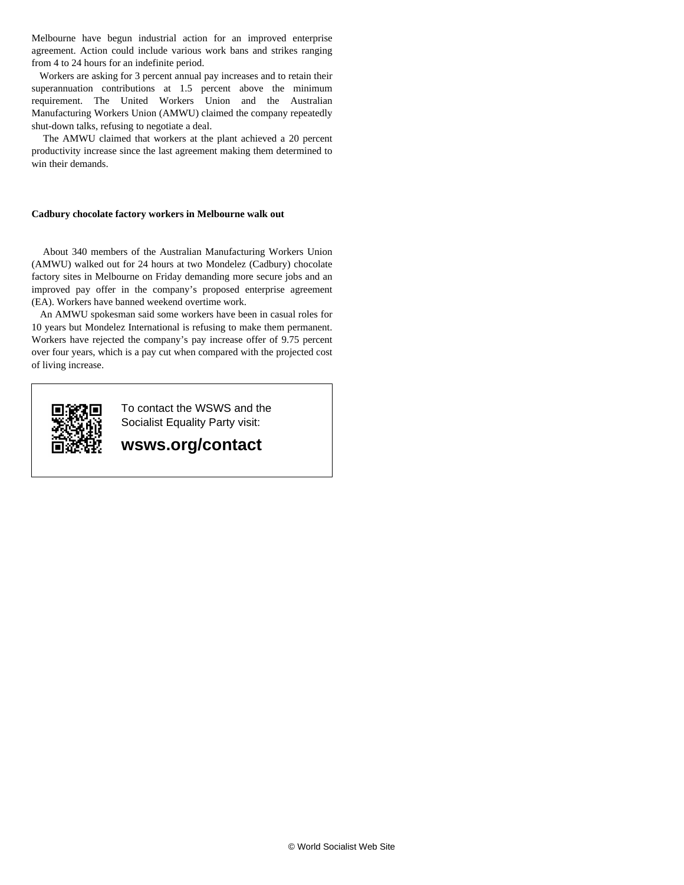Melbourne have begun industrial action for an improved enterprise agreement. Action could include various work bans and strikes ranging from 4 to 24 hours for an indefinite period.

Workers are asking for 3 percent annual pay increases and to retain their superannuation contributions at 1.5 percent above the minimum requirement. The United Workers Union and the Australian Manufacturing Workers Union (AMWU) claimed the company repeatedly shut-down talks, refusing to negotiate a deal.

The AMWU claimed that workers at the plant achieved a 20 percent productivity increase since the last agreement making them determined to win their demands.

**Cadbury chocolate factory workers in Melbourne walk out**

About 340 members of the Australian Manufacturing Workers Union (AMWU) walked out for 24 hours at two Mondelez (Cadbury) chocolate factory sites in Melbourne on Friday demanding more secure jobs and an improved pay offer in the company's proposed enterprise agreement (EA). Workers have banned weekend overtime work.

An AMWU spokesman said some workers have been in casual roles for 10 years but Mondelez International is refusing to make them permanent. Workers have rejected the company's pay increase offer of 9.75 percent over four years, which is a pay cut when compared with the projected cost of living increase.

To contact the WSWS and the Socialist Equality Party visit:

**wsws.org/contact**